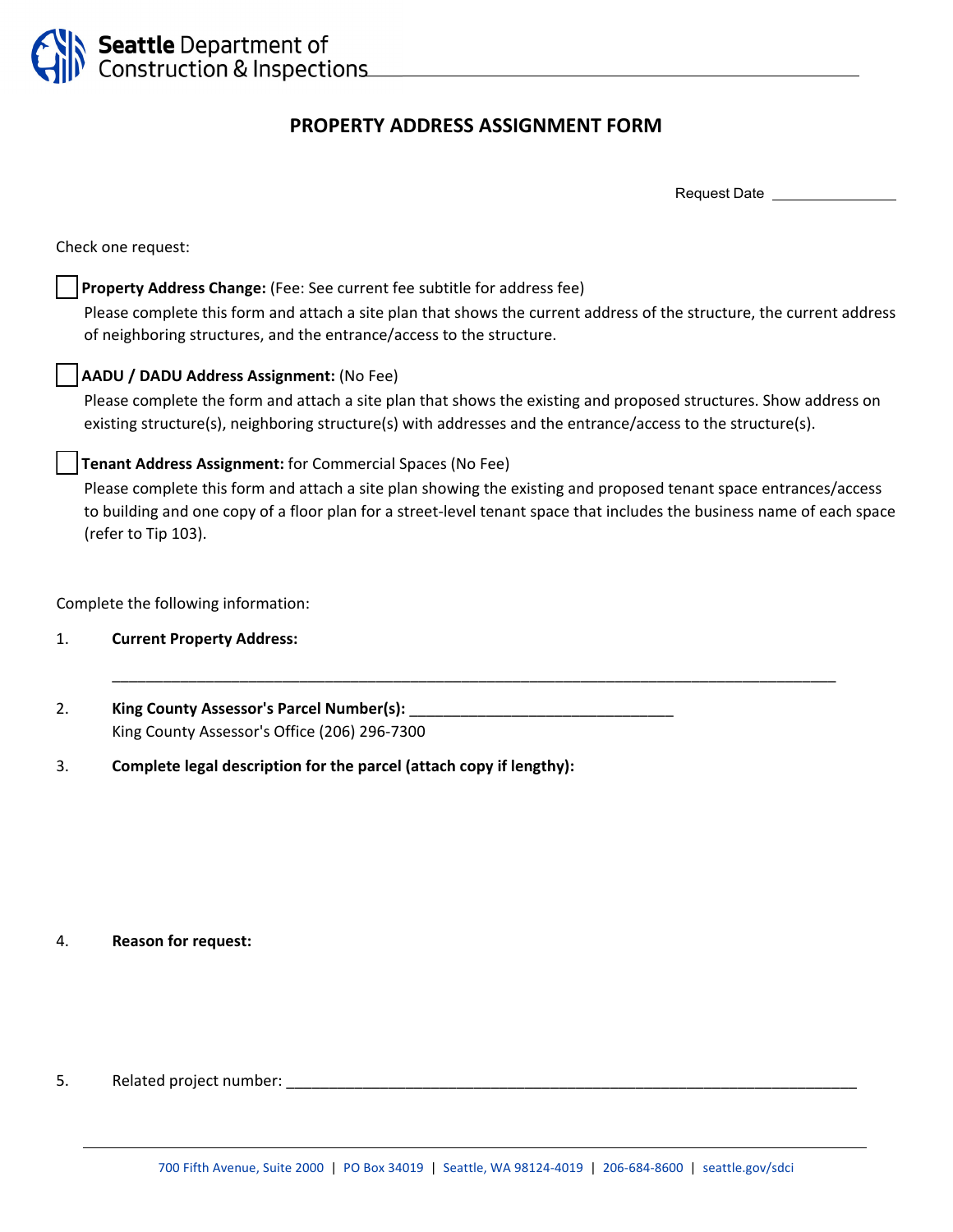Seattle Department of Construction & Inspections

# PROPERTY ADDRESS ASSIGNMENT FORM

Request Date ________________

Check one request:

☐ **Property Address Change:** (Fee: See current fee subtitle for address fee)
Please complete this form and attach a site plan that shows the current address of the structure, the current address of neighboring structures, and the entrance/access to the structure.

☐ **AADU / DADU Address Assignment:** (No Fee)
Please complete the form and attach a site plan that shows the existing and proposed structures. Show address on existing structure(s), neighboring structure(s) with addresses and the entrance/access to the structure(s).

☐ **Tenant Address Assignment:** for Commercial Spaces (No Fee)
Please complete this form and attach a site plan showing the existing and proposed tenant space entrances/access to building and one copy of a floor plan for a street-level tenant space that includes the business name of each space (refer to Tip 103).

Complete the following information:

1. **Current Property Address:**

   ________________________________________________________________________________

2. **King County Assessor's Parcel Number(s):** ________________________________
   King County Assessor's Office (206) 296-7300

3. **Complete legal description for the parcel (attach copy if lengthy):**

4. **Reason for request:**

5. Related project number: ______________________________________________________________

700 Fifth Avenue, Suite 2000 | PO Box 34019 | Seattle, WA 98124-4019 | 206-684-8600 | seattle.gov/sdci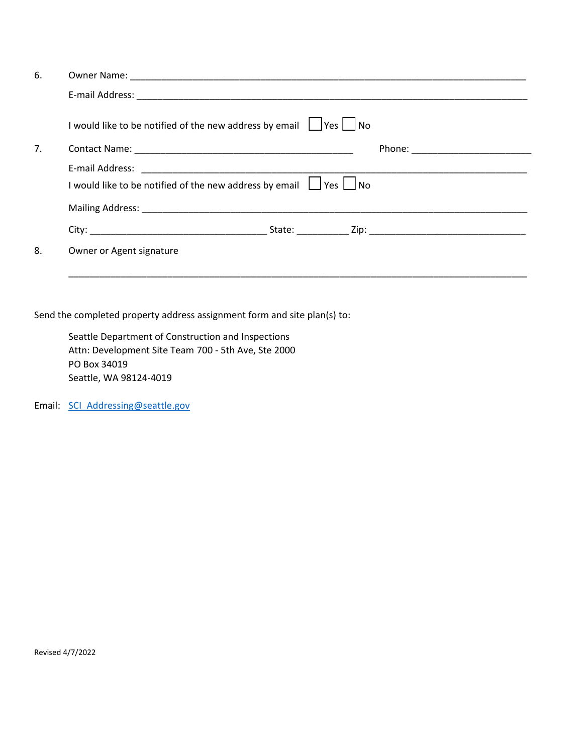6. Owner Name: ______________________________________________________________________________

   E-mail Address: ____________________________________________________________________________

   I would like to be notified of the new address by email ☐ Yes ☐ No

7. Contact Name: ________________________________________ Phone: ______________________

   E-mail Address: ____________________________________________________________________________

   I would like to be notified of the new address by email ☐ Yes ☐ No

   Mailing Address: ____________________________________________________________________________

   City: ________________________________ State: __________ Zip: ______________________________

8. Owner or Agent signature

   ____________________________________________________________________________________________

Send the completed property address assignment form and site plan(s) to:

> Seattle Department of Construction and Inspections
> Attn: Development Site Team 700 - 5th Ave, Ste 2000
> PO Box 34019
> Seattle, WA 98124-4019

Email: SCI_Addressing@seattle.gov

Revised 4/7/2022